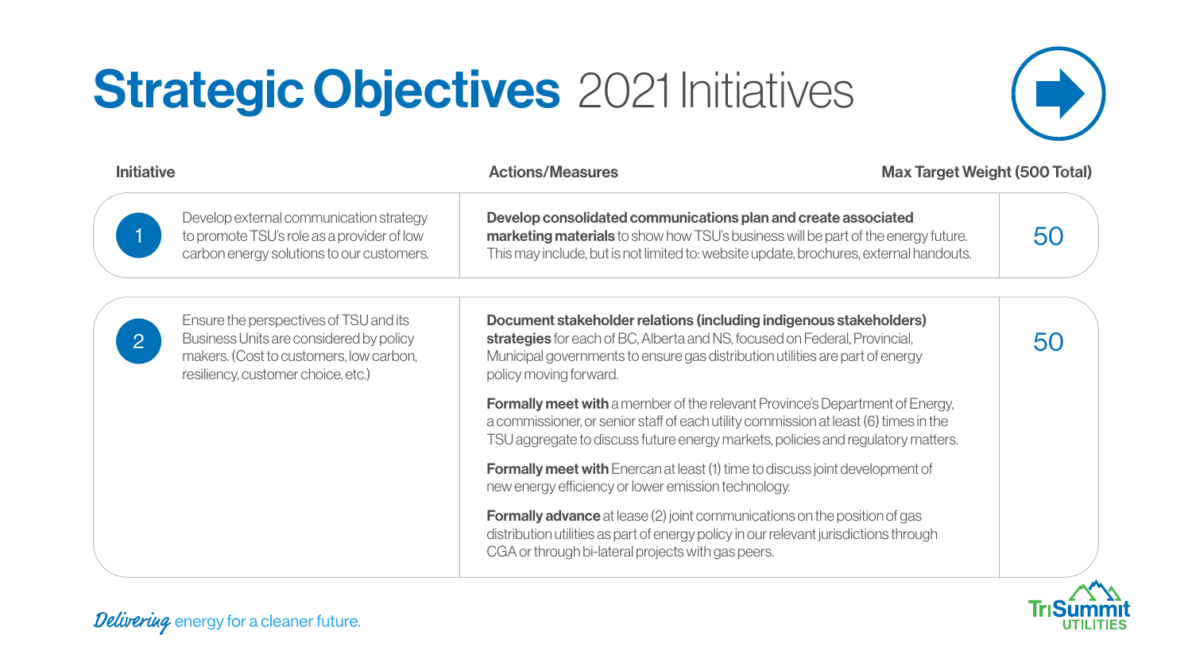# Strategic Objectives 2021 Initiatives

| Initiative | | Actions/Measures | Max Target Weight (500 Total) |
|---|---|---|---|
| 1 | Develop external communication strategy to promote TSU's role as a provider of low carbon energy solutions to our customers. | **Develop consolidated communications plan and create associated marketing materials** to show how TSU's business will be part of the energy future. This may include, but is not limited to: website update, brochures, external handouts. | 50 |
| 2 | Ensure the perspectives of TSU and its Business Units are considered by policy makers. (Cost to customers, low carbon, resiliency, customer choice, etc.) | **Document stakeholder relations (including indigenous stakeholders) strategies** for each of BC, Alberta and NS, focused on Federal, Provincial, Municipal governments to ensure gas distribution utilities are part of energy policy moving forward.<br><br>**Formally meet with** a member of the relevant Province's Department of Energy, a commissioner, or senior staff of each utility commission at least (6) times in the TSU aggregate to discuss future energy markets, policies and regulatory matters.<br><br>**Formally meet with** Enercan at least (1) time to discuss joint development of new energy efficiency or lower emission technology.<br><br>**Formally advance** at lease (2) joint communications on the position of gas distribution utilities as part of energy policy in our relevant jurisdictions through CGA or through bi-lateral projects with gas peers. | 50 |

*Delivering* energy for a cleaner future.

TriSummit UTILITIES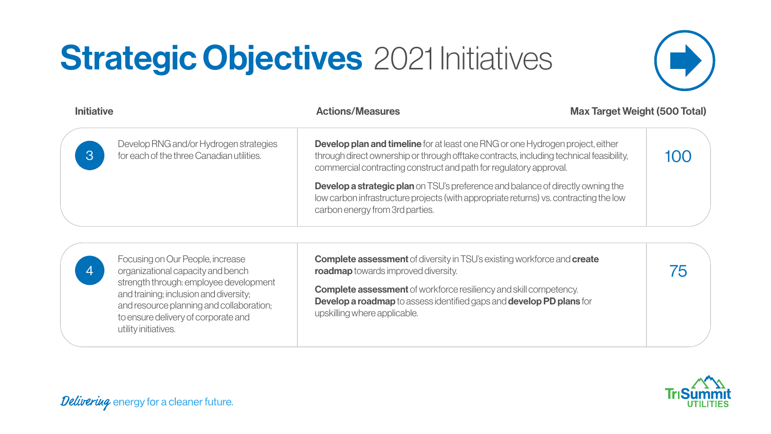# **Strategic Objectives** 2021 Initiatives

| | Initiative | Actions/Measures | Max Target Weight (500 Total) |
|---|---|---|---|
| 3 | Develop RNG and/or Hydrogen strategies for each of the three Canadian utilities. | **Develop plan and timeline** for at least one RNG or one Hydrogen project, either through direct ownership or through offtake contracts, including technical feasibility, commercial contracting construct and path for regulatory approval.<br><br>**Develop a strategic plan** on TSU's preference and balance of directly owning the low carbon infrastructure projects (with appropriate returns) vs. contracting the low carbon energy from 3rd parties. | 100 |
| 4 | Focusing on Our People, increase organizational capacity and bench strength through: employee development and training; inclusion and diversity; and resource planning and collaboration; to ensure delivery of corporate and utility initiatives. | **Complete assessment** of diversity in TSU's existing workforce and **create roadmap** towards improved diversity.<br><br>**Complete assessment** of workforce resiliency and skill competency. **Develop a roadmap** to assess identified gaps and **develop PD plans** for upskilling where applicable. | 75 |

*Delivering* energy for a cleaner future.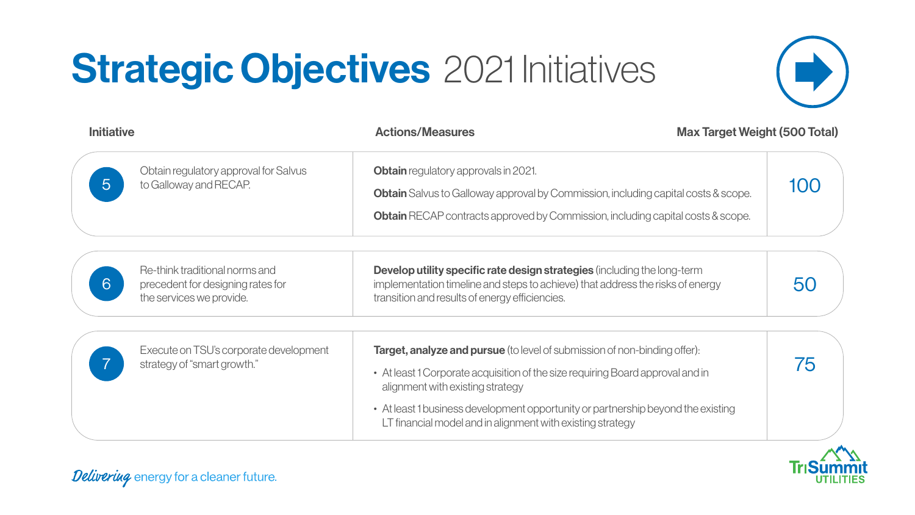# **Strategic Objectives** 2021 Initiatives

| Initiative | | Actions/Measures | Max Target Weight (500 Total) |
|---|---|---|---|
| 5 | Obtain regulatory approval for Salvus to Galloway and RECAP. | **Obtain** regulatory approvals in 2021.<br>**Obtain** Salvus to Galloway approval by Commission, including capital costs & scope.<br>**Obtain** RECAP contracts approved by Commission, including capital costs & scope. | 100 |
| 6 | Re-think traditional norms and precedent for designing rates for the services we provide. | **Develop utility specific rate design strategies** (including the long-term implementation timeline and steps to achieve) that address the risks of energy transition and results of energy efficiencies. | 50 |
| 7 | Execute on TSU's corporate development strategy of "smart growth." | **Target, analyze and pursue** (to level of submission of non-binding offer):<br>• At least 1 Corporate acquisition of the size requiring Board approval and in alignment with existing strategy<br>• At least 1 business development opportunity or partnership beyond the existing LT financial model and in alignment with existing strategy | 75 |

*Delivering* energy for a cleaner future.

TriSummit UTILITIES